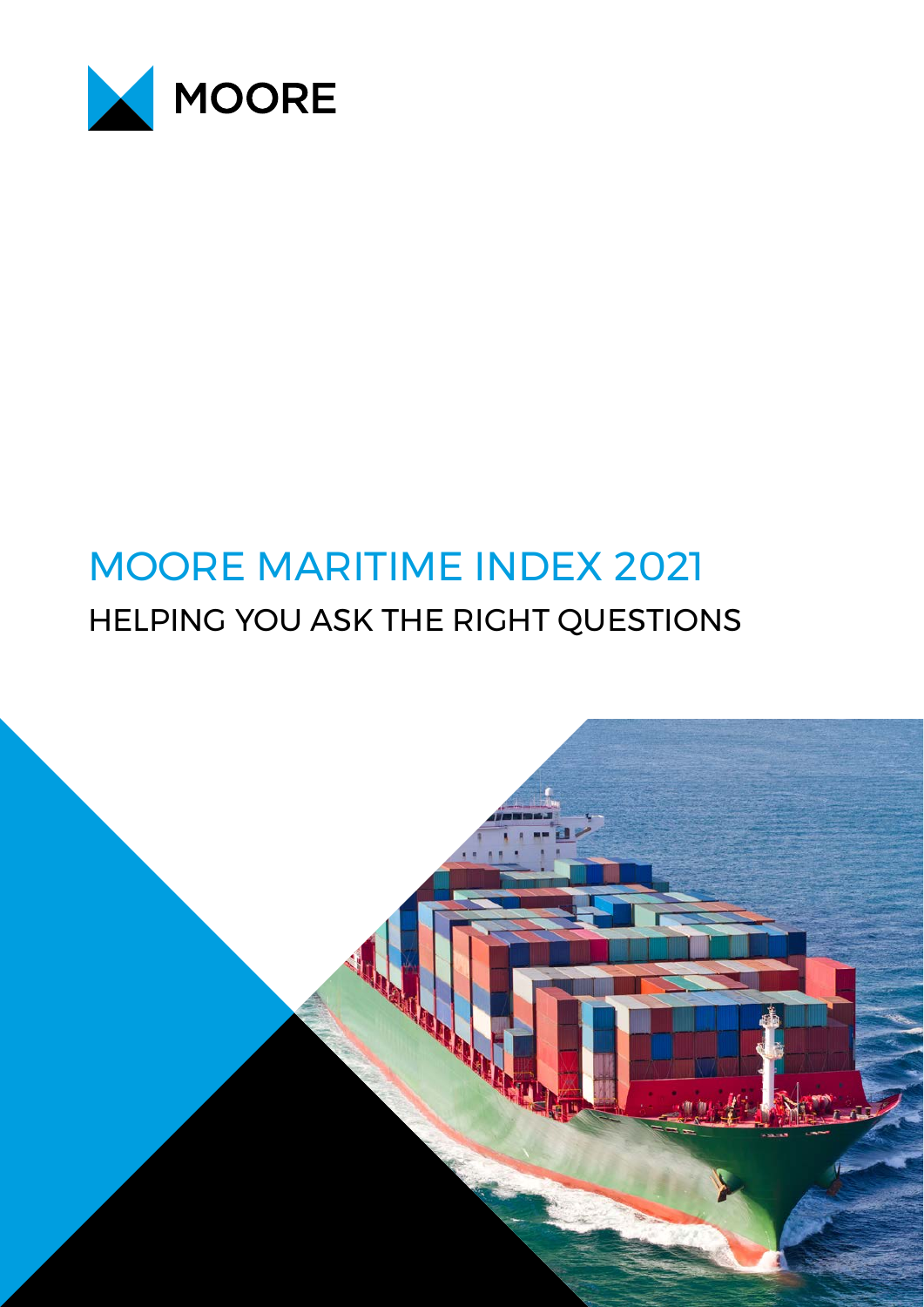MOORE

# MOORE MARITIME INDEX 2021

## HELPING YOU ASK THE RIGHT QUESTIONS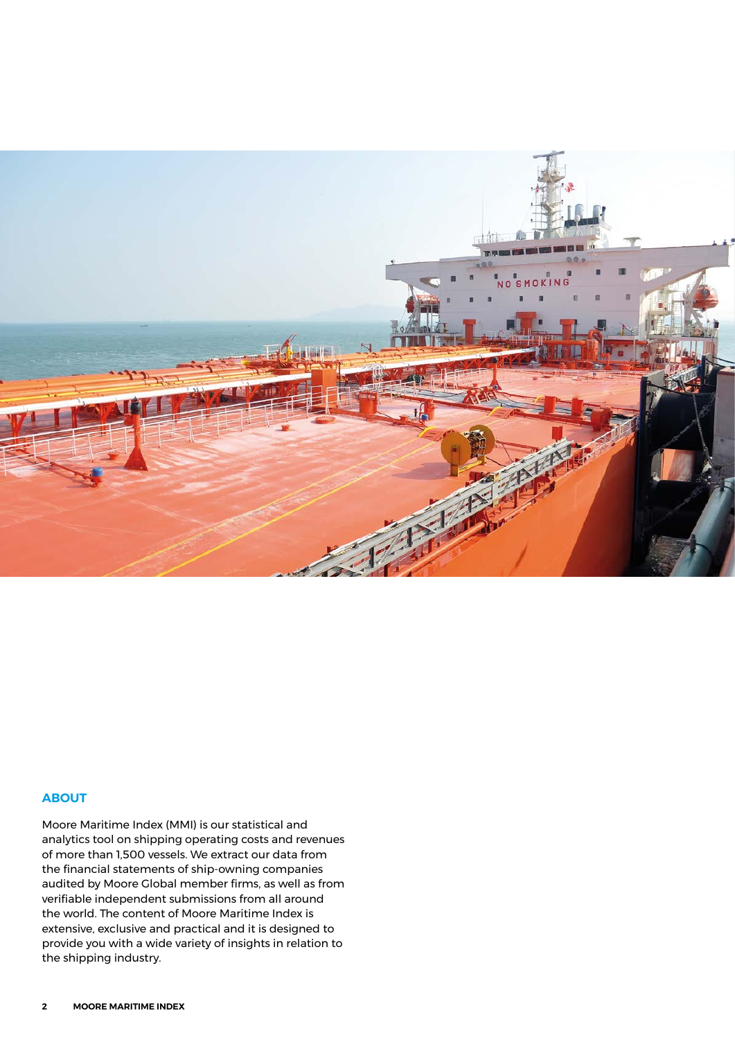## ABOUT

Moore Maritime Index (MMI) is our statistical and analytics tool on shipping operating costs and revenues of more than 1,500 vessels. We extract our data from the financial statements of ship-owning companies audited by Moore Global member firms, as well as from verifiable independent submissions from all around the world. The content of Moore Maritime Index is extensive, exclusive and practical and it is designed to provide you with a wide variety of insights in relation to the shipping industry.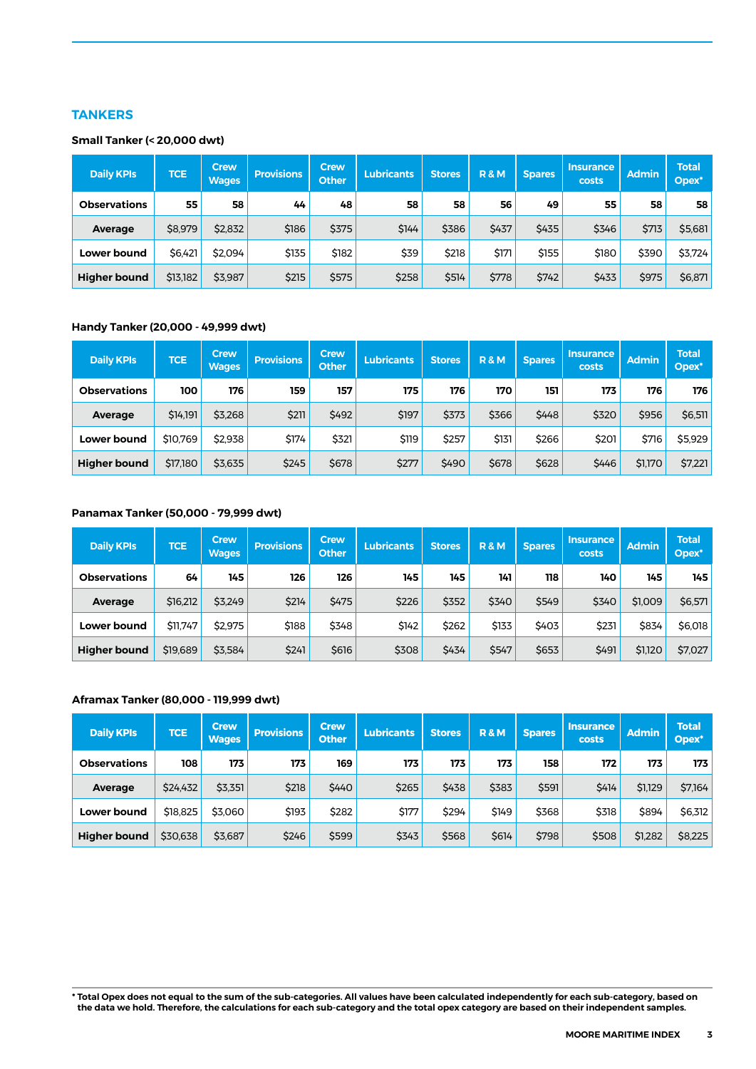## TANKERS

### Small Tanker (< 20,000 dwt)

| Daily KPIs | TCE | Crew Wages | Provisions | Crew Other | Lubricants | Stores | R & M | Spares | Insurance costs | Admin | Total Opex* |
|---|---|---|---|---|---|---|---|---|---|---|---|
| **Observations** | **55** | **58** | **44** | **48** | **58** | **58** | **56** | **49** | **55** | **58** | **58** |
| **Average** | $8,979 | $2,832 | $186 | $375 | $144 | $386 | $437 | $435 | $346 | $713 | $5,681 |
| **Lower bound** | $6,421 | $2,094 | $135 | $182 | $39 | $218 | $171 | $155 | $180 | $390 | $3,724 |
| **Higher bound** | $13,182 | $3,987 | $215 | $575 | $258 | $514 | $778 | $742 | $433 | $975 | $6,871 |

### Handy Tanker (20,000 - 49,999 dwt)

| Daily KPIs | TCE | Crew Wages | Provisions | Crew Other | Lubricants | Stores | R & M | Spares | Insurance costs | Admin | Total Opex* |
|---|---|---|---|---|---|---|---|---|---|---|---|
| **Observations** | **100** | **176** | **159** | **157** | **175** | **176** | **170** | **151** | **173** | **176** | **176** |
| **Average** | $14,191 | $3,268 | $211 | $492 | $197 | $373 | $366 | $448 | $320 | $956 | $6,511 |
| **Lower bound** | $10,769 | $2,938 | $174 | $321 | $119 | $257 | $131 | $266 | $201 | $716 | $5,929 |
| **Higher bound** | $17,180 | $3,635 | $245 | $678 | $277 | $490 | $678 | $628 | $446 | $1,170 | $7,221 |

### Panamax Tanker (50,000 - 79,999 dwt)

| Daily KPIs | TCE | Crew Wages | Provisions | Crew Other | Lubricants | Stores | R & M | Spares | Insurance costs | Admin | Total Opex* |
|---|---|---|---|---|---|---|---|---|---|---|---|
| **Observations** | **64** | **145** | **126** | **126** | **145** | **145** | **141** | **118** | **140** | **145** | **145** |
| **Average** | $16,212 | $3,249 | $214 | $475 | $226 | $352 | $340 | $549 | $340 | $1,009 | $6,571 |
| **Lower bound** | $11,747 | $2,975 | $188 | $348 | $142 | $262 | $133 | $403 | $231 | $834 | $6,018 |
| **Higher bound** | $19,689 | $3,584 | $241 | $616 | $308 | $434 | $547 | $653 | $491 | $1,120 | $7,027 |

### Aframax Tanker (80,000 - 119,999 dwt)

| Daily KPIs | TCE | Crew Wages | Provisions | Crew Other | Lubricants | Stores | R & M | Spares | Insurance costs | Admin | Total Opex* |
|---|---|---|---|---|---|---|---|---|---|---|---|
| **Observations** | **108** | **173** | **173** | **169** | **173** | **173** | **173** | **158** | **172** | **173** | **173** |
| **Average** | $24,432 | $3,351 | $218 | $440 | $265 | $438 | $383 | $591 | $414 | $1,129 | $7,164 |
| **Lower bound** | $18,825 | $3,060 | $193 | $282 | $177 | $294 | $149 | $368 | $318 | $894 | $6,312 |
| **Higher bound** | $30,638 | $3,687 | $246 | $599 | $343 | $568 | $614 | $798 | $508 | $1,282 | $8,225 |

**\* Total Opex does not equal to the sum of the sub-categories. All values have been calculated independently for each sub-category, based on the data we hold. Therefore, the calculations for each sub-category and the total opex category are based on their independent samples.**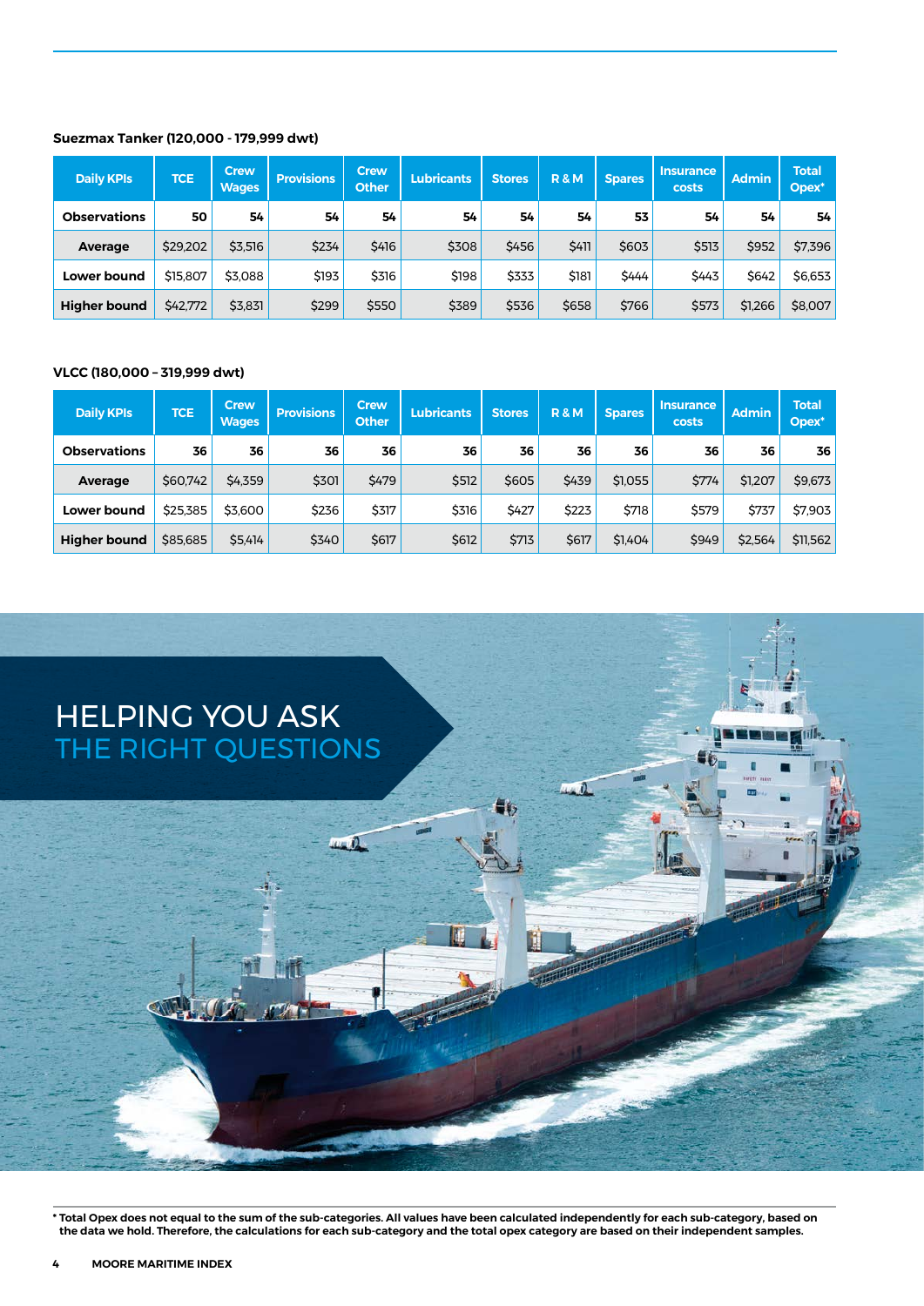**Suezmax Tanker (120,000 - 179,999 dwt)**

| Daily KPIs | TCE | Crew Wages | Provisions | Crew Other | Lubricants | Stores | R & M | Spares | Insurance costs | Admin | Total Opex* |
|---|---|---|---|---|---|---|---|---|---|---|---|
| **Observations** | **50** | **54** | **54** | **54** | **54** | **54** | **54** | **53** | **54** | **54** | **54** |
| **Average** | $29,202 | $3,516 | $234 | $416 | $308 | $456 | $411 | $603 | $513 | $952 | $7,396 |
| **Lower bound** | $15,807 | $3,088 | $193 | $316 | $198 | $333 | $181 | $444 | $443 | $642 | $6,653 |
| **Higher bound** | $42,772 | $3,831 | $299 | $550 | $389 | $536 | $658 | $766 | $573 | $1,266 | $8,007 |

**VLCC (180,000 – 319,999 dwt)**

| Daily KPIs | TCE | Crew Wages | Provisions | Crew Other | Lubricants | Stores | R & M | Spares | Insurance costs | Admin | Total Opex* |
|---|---|---|---|---|---|---|---|---|---|---|---|
| **Observations** | **36** | **36** | **36** | **36** | **36** | **36** | **36** | **36** | **36** | **36** | **36** |
| **Average** | $60,742 | $4,359 | $301 | $479 | $512 | $605 | $439 | $1,055 | $774 | $1,207 | $9,673 |
| **Lower bound** | $25,385 | $3,600 | $236 | $317 | $316 | $427 | $223 | $718 | $579 | $737 | $7,903 |
| **Higher bound** | $85,685 | $5,414 | $340 | $617 | $612 | $713 | $617 | $1,404 | $949 | $2,564 | $11,562 |

HELPING YOU ASK
THE RIGHT QUESTIONS

**\* Total Opex does not equal to the sum of the sub-categories. All values have been calculated independently for each sub-category, based on the data we hold. Therefore, the calculations for each sub-category and the total opex category are based on their independent samples.**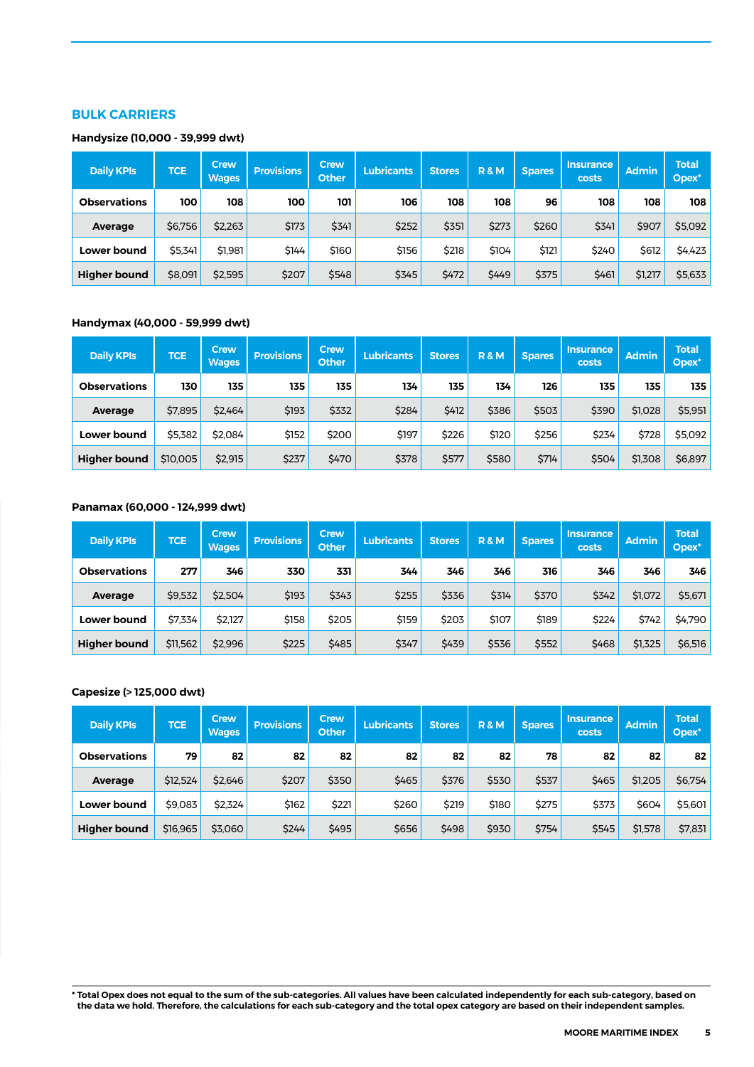## BULK CARRIERS

### Handysize (10,000 - 39,999 dwt)

| Daily KPIs | TCE | Crew Wages | Provisions | Crew Other | Lubricants | Stores | R & M | Spares | Insurance costs | Admin | Total Opex* |
|---|---|---|---|---|---|---|---|---|---|---|---|
| **Observations** | **100** | **108** | **100** | **101** | **106** | **108** | **108** | **96** | **108** | **108** | **108** |
| **Average** | $6,756 | $2,263 | $173 | $341 | $252 | $351 | $273 | $260 | $341 | $907 | $5,092 |
| **Lower bound** | $5,341 | $1,981 | $144 | $160 | $156 | $218 | $104 | $121 | $240 | $612 | $4,423 |
| **Higher bound** | $8,091 | $2,595 | $207 | $548 | $345 | $472 | $449 | $375 | $461 | $1,217 | $5,633 |

### Handymax (40,000 - 59,999 dwt)

| Daily KPIs | TCE | Crew Wages | Provisions | Crew Other | Lubricants | Stores | R & M | Spares | Insurance costs | Admin | Total Opex* |
|---|---|---|---|---|---|---|---|---|---|---|---|
| **Observations** | **130** | **135** | **135** | **135** | **134** | **135** | **134** | **126** | **135** | **135** | **135** |
| **Average** | $7,895 | $2,464 | $193 | $332 | $284 | $412 | $386 | $503 | $390 | $1,028 | $5,951 |
| **Lower bound** | $5,382 | $2,084 | $152 | $200 | $197 | $226 | $120 | $256 | $234 | $728 | $5,092 |
| **Higher bound** | $10,005 | $2,915 | $237 | $470 | $378 | $577 | $580 | $714 | $504 | $1,308 | $6,897 |

### Panamax (60,000 - 124,999 dwt)

| Daily KPIs | TCE | Crew Wages | Provisions | Crew Other | Lubricants | Stores | R & M | Spares | Insurance costs | Admin | Total Opex* |
|---|---|---|---|---|---|---|---|---|---|---|---|
| **Observations** | **277** | **346** | **330** | **331** | **344** | **346** | **346** | **316** | **346** | **346** | **346** |
| **Average** | $9,532 | $2,504 | $193 | $343 | $255 | $336 | $314 | $370 | $342 | $1,072 | $5,671 |
| **Lower bound** | $7,334 | $2,127 | $158 | $205 | $159 | $203 | $107 | $189 | $224 | $742 | $4,790 |
| **Higher bound** | $11,562 | $2,996 | $225 | $485 | $347 | $439 | $536 | $552 | $468 | $1,325 | $6,516 |

### Capesize (> 125,000 dwt)

| Daily KPIs | TCE | Crew Wages | Provisions | Crew Other | Lubricants | Stores | R & M | Spares | Insurance costs | Admin | Total Opex* |
|---|---|---|---|---|---|---|---|---|---|---|---|
| **Observations** | **79** | **82** | **82** | **82** | **82** | **82** | **82** | **78** | **82** | **82** | **82** |
| **Average** | $12,524 | $2,646 | $207 | $350 | $465 | $376 | $530 | $537 | $465 | $1,205 | $6,754 |
| **Lower bound** | $9,083 | $2,324 | $162 | $221 | $260 | $219 | $180 | $275 | $373 | $604 | $5,601 |
| **Higher bound** | $16,965 | $3,060 | $244 | $495 | $656 | $498 | $930 | $754 | $545 | $1,578 | $7,831 |

**\* Total Opex does not equal to the sum of the sub-categories. All values have been calculated independently for each sub-category, based on the data we hold. Therefore, the calculations for each sub-category and the total opex category are based on their independent samples.**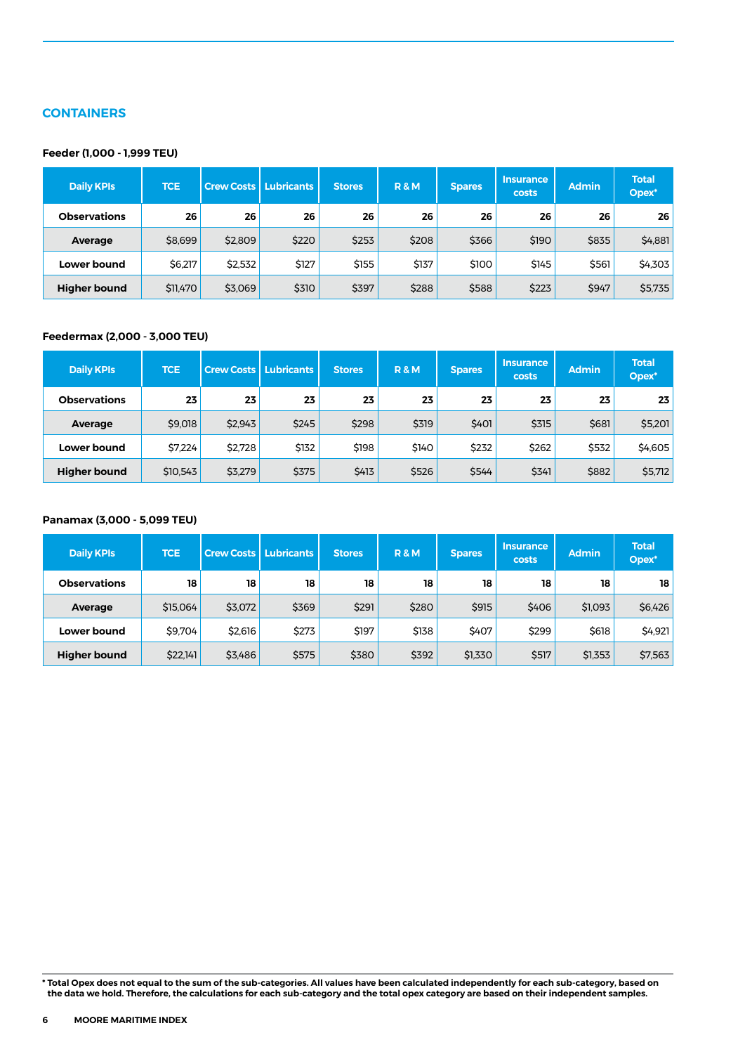## CONTAINERS

### Feeder (1,000 - 1,999 TEU)

| Daily KPIs | TCE | Crew Costs | Lubricants | Stores | R & M | Spares | Insurance costs | Admin | Total Opex* |
|---|---|---|---|---|---|---|---|---|---|
| **Observations** | **26** | **26** | **26** | **26** | **26** | **26** | **26** | **26** | **26** |
| **Average** | $8,699 | $2,809 | $220 | $253 | $208 | $366 | $190 | $835 | $4,881 |
| **Lower bound** | $6,217 | $2,532 | $127 | $155 | $137 | $100 | $145 | $561 | $4,303 |
| **Higher bound** | $11,470 | $3,069 | $310 | $397 | $288 | $588 | $223 | $947 | $5,735 |

### Feedermax (2,000 - 3,000 TEU)

| Daily KPIs | TCE | Crew Costs | Lubricants | Stores | R & M | Spares | Insurance costs | Admin | Total Opex* |
|---|---|---|---|---|---|---|---|---|---|
| **Observations** | **23** | **23** | **23** | **23** | **23** | **23** | **23** | **23** | **23** |
| **Average** | $9,018 | $2,943 | $245 | $298 | $319 | $401 | $315 | $681 | $5,201 |
| **Lower bound** | $7,224 | $2,728 | $132 | $198 | $140 | $232 | $262 | $532 | $4,605 |
| **Higher bound** | $10,543 | $3,279 | $375 | $413 | $526 | $544 | $341 | $882 | $5,712 |

### Panamax (3,000 - 5,099 TEU)

| Daily KPIs | TCE | Crew Costs | Lubricants | Stores | R & M | Spares | Insurance costs | Admin | Total Opex* |
|---|---|---|---|---|---|---|---|---|---|
| **Observations** | **18** | **18** | **18** | **18** | **18** | **18** | **18** | **18** | **18** |
| **Average** | $15,064 | $3,072 | $369 | $291 | $280 | $915 | $406 | $1,093 | $6,426 |
| **Lower bound** | $9,704 | $2,616 | $273 | $197 | $138 | $407 | $299 | $618 | $4,921 |
| **Higher bound** | $22,141 | $3,486 | $575 | $380 | $392 | $1,330 | $517 | $1,353 | $7,563 |

**\* Total Opex does not equal to the sum of the sub-categories. All values have been calculated independently for each sub-category, based on the data we hold. Therefore, the calculations for each sub-category and the total opex category are based on their independent samples.**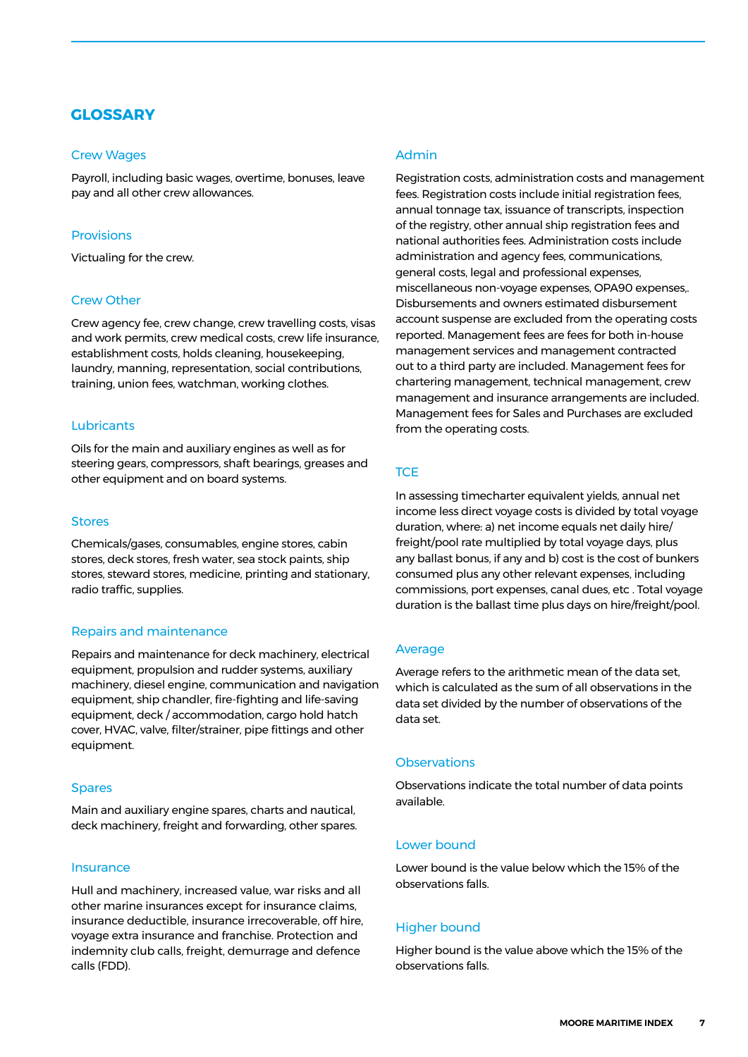## GLOSSARY

### Crew Wages

Payroll, including basic wages, overtime, bonuses, leave pay and all other crew allowances.

### Provisions

Victualing for the crew.

### Crew Other

Crew agency fee, crew change, crew travelling costs, visas and work permits, crew medical costs, crew life insurance, establishment costs, holds cleaning, housekeeping, laundry, manning, representation, social contributions, training, union fees, watchman, working clothes.

### Lubricants

Oils for the main and auxiliary engines as well as for steering gears, compressors, shaft bearings, greases and other equipment and on board systems.

### Stores

Chemicals/gases, consumables, engine stores, cabin stores, deck stores, fresh water, sea stock paints, ship stores, steward stores, medicine, printing and stationary, radio traffic, supplies.

### Repairs and maintenance

Repairs and maintenance for deck machinery, electrical equipment, propulsion and rudder systems, auxiliary machinery, diesel engine, communication and navigation equipment, ship chandler, fire-fighting and life-saving equipment, deck / accommodation, cargo hold hatch cover, HVAC, valve, filter/strainer, pipe fittings and other equipment.

### Spares

Main and auxiliary engine spares, charts and nautical, deck machinery, freight and forwarding, other spares.

### Insurance

Hull and machinery, increased value, war risks and all other marine insurances except for insurance claims, insurance deductible, insurance irrecoverable, off hire, voyage extra insurance and franchise. Protection and indemnity club calls, freight, demurrage and defence calls (FDD).

### Admin

Registration costs, administration costs and management fees. Registration costs include initial registration fees, annual tonnage tax, issuance of transcripts, inspection of the registry, other annual ship registration fees and national authorities fees. Administration costs include administration and agency fees, communications, general costs, legal and professional expenses, miscellaneous non-voyage expenses, OPA90 expenses,. Disbursements and owners estimated disbursement account suspense are excluded from the operating costs reported. Management fees are fees for both in-house management services and management contracted out to a third party are included. Management fees for chartering management, technical management, crew management and insurance arrangements are included. Management fees for Sales and Purchases are excluded from the operating costs.

### TCE

In assessing timecharter equivalent yields, annual net income less direct voyage costs is divided by total voyage duration, where: a) net income equals net daily hire/ freight/pool rate multiplied by total voyage days, plus any ballast bonus, if any and b) cost is the cost of bunkers consumed plus any other relevant expenses, including commissions, port expenses, canal dues, etc . Total voyage duration is the ballast time plus days on hire/freight/pool.

### Average

Average refers to the arithmetic mean of the data set, which is calculated as the sum of all observations in the data set divided by the number of observations of the data set.

### Observations

Observations indicate the total number of data points available.

### Lower bound

Lower bound is the value below which the 15% of the observations falls.

### Higher bound

Higher bound is the value above which the 15% of the observations falls.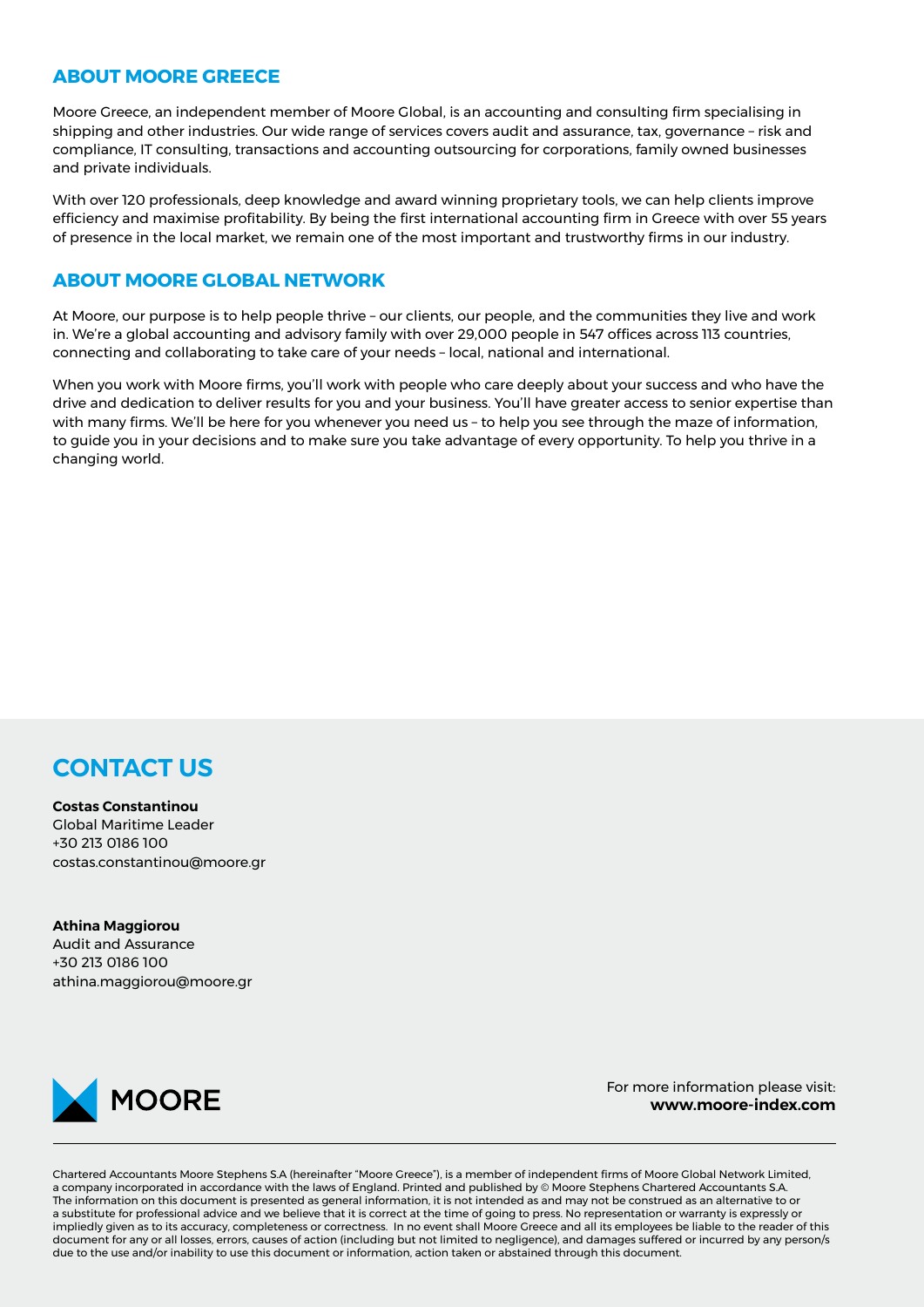## ABOUT MOORE GREECE

Moore Greece, an independent member of Moore Global, is an accounting and consulting firm specialising in shipping and other industries. Our wide range of services covers audit and assurance, tax, governance – risk and compliance, IT consulting, transactions and accounting outsourcing for corporations, family owned businesses and private individuals.

With over 120 professionals, deep knowledge and award winning proprietary tools, we can help clients improve efficiency and maximise profitability. By being the first international accounting firm in Greece with over 55 years of presence in the local market, we remain one of the most important and trustworthy firms in our industry.

## ABOUT MOORE GLOBAL NETWORK

At Moore, our purpose is to help people thrive – our clients, our people, and the communities they live and work in. We're a global accounting and advisory family with over 29,000 people in 547 offices across 113 countries, connecting and collaborating to take care of your needs – local, national and international.

When you work with Moore firms, you'll work with people who care deeply about your success and who have the drive and dedication to deliver results for you and your business. You'll have greater access to senior expertise than with many firms. We'll be here for you whenever you need us – to help you see through the maze of information, to guide you in your decisions and to make sure you take advantage of every opportunity. To help you thrive in a changing world.

## CONTACT US

**Costas Constantinou**
Global Maritime Leader
+30 213 0186 100
costas.constantinou@moore.gr

**Athina Maggiorou**
Audit and Assurance
+30 213 0186 100
athina.maggiorou@moore.gr

MOORE

For more information please visit:
**www.moore-index.com**

Chartered Accountants Moore Stephens S.A (hereinafter "Moore Greece"), is a member of independent firms of Moore Global Network Limited, a company incorporated in accordance with the laws of England. Printed and published by © Moore Stephens Chartered Accountants S.A. The information on this document is presented as general information, it is not intended as and may not be construed as an alternative to or a substitute for professional advice and we believe that it is correct at the time of going to press. No representation or warranty is expressly or impliedly given as to its accuracy, completeness or correctness. In no event shall Moore Greece and all its employees be liable to the reader of this document for any or all losses, errors, causes of action (including but not limited to negligence), and damages suffered or incurred by any person/s due to the use and/or inability to use this document or information, action taken or abstained through this document.